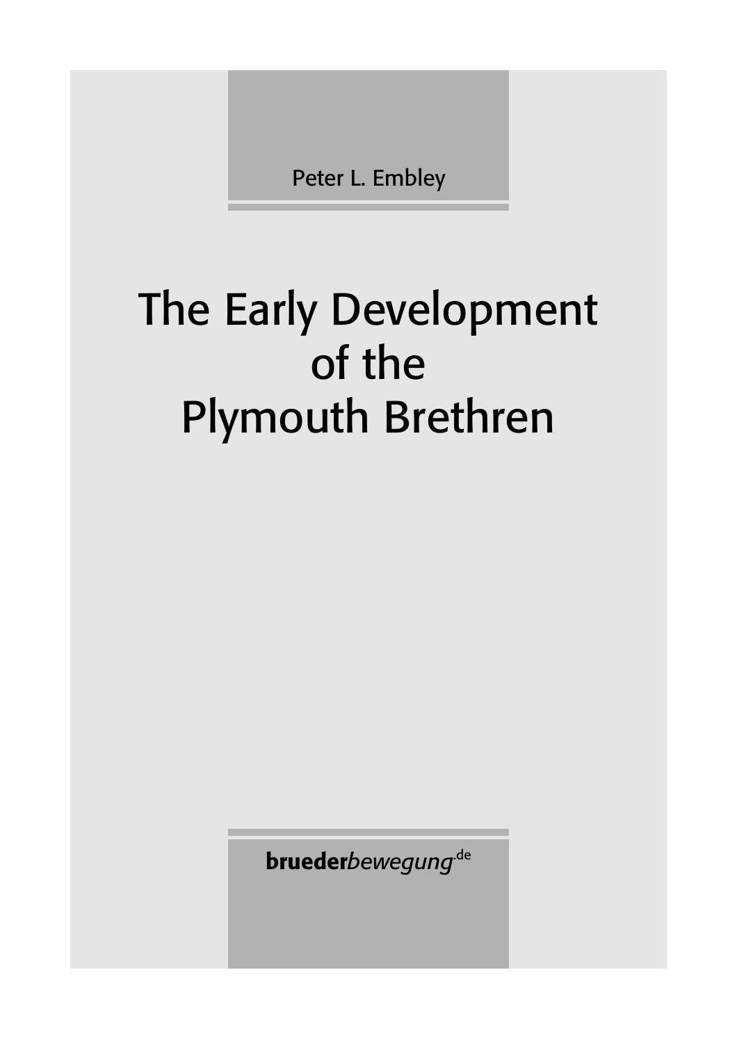Peter L. Embley

# The Early Development of the Plymouth Brethren

**brueder***bewegung*.de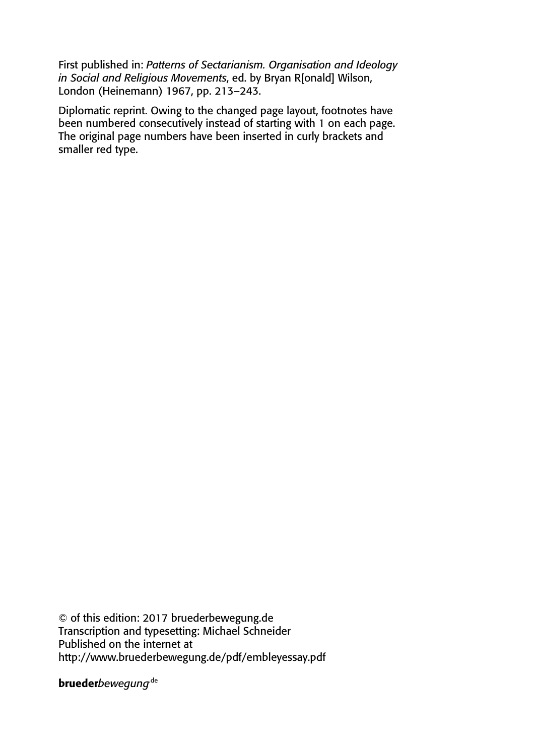First published in: *Patterns of Sectarianism. Organisation and Ideology in Social and Religious Movements*, ed. by Bryan R[onald] Wilson, London (Heinemann) 1967, pp. 213–243.

Diplomatic reprint. Owing to the changed page layout, footnotes have been numbered consecutively instead of starting with 1 on each page. The original page numbers have been inserted in curly brackets and smaller red type.

© of this edition: 2017 bruederbewegung.de
Transcription and typesetting: Michael Schneider
Published on the internet at
http://www.bruederbewegung.de/pdf/embleyessay.pdf

**brueder***bewegung*.de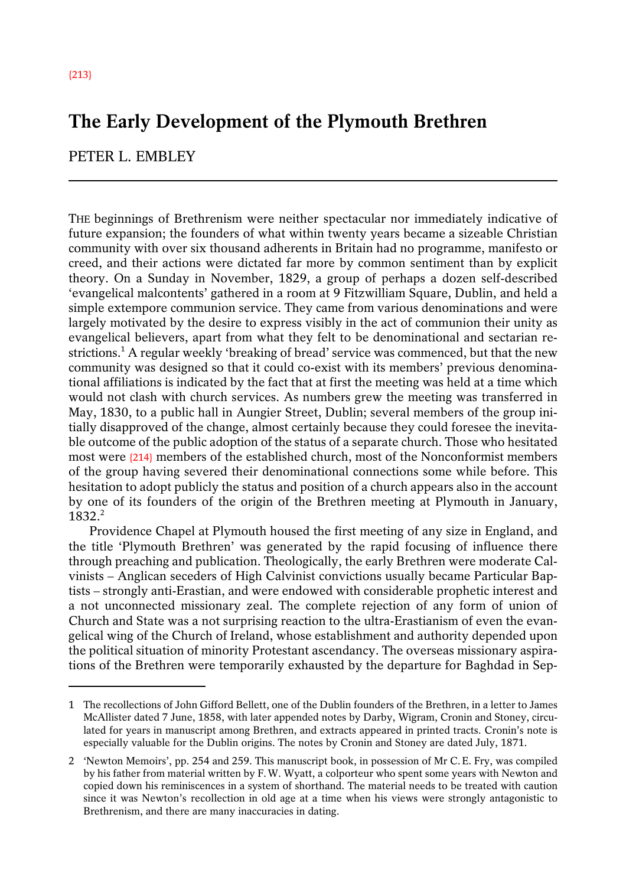{213}

# The Early Development of the Plymouth Brethren

PETER L. EMBLEY

---

THE beginnings of Brethrenism were neither spectacular nor immediately indicative of future expansion; the founders of what within twenty years became a sizeable Christian community with over six thousand adherents in Britain had no programme, manifesto or creed, and their actions were dictated far more by common sentiment than by explicit theory. On a Sunday in November, 1829, a group of perhaps a dozen self-described 'evangelical malcontents' gathered in a room at 9 Fitzwilliam Square, Dublin, and held a simple extempore communion service. They came from various denominations and were largely motivated by the desire to express visibly in the act of communion their unity as evangelical believers, apart from what they felt to be denominational and sectarian restrictions.[1] A regular weekly 'breaking of bread' service was commenced, but that the new community was designed so that it could co-exist with its members' previous denominational affiliations is indicated by the fact that at first the meeting was held at a time which would not clash with church services. As numbers grew the meeting was transferred in May, 1830, to a public hall in Aungier Street, Dublin; several members of the group initially disapproved of the change, almost certainly because they could foresee the inevitable outcome of the public adoption of the status of a separate church. Those who hesitated most were {214} members of the established church, most of the Nonconformist members of the group having severed their denominational connections some while before. This hesitation to adopt publicly the status and position of a church appears also in the account by one of its founders of the origin of the Brethren meeting at Plymouth in January, 1832.[2]

Providence Chapel at Plymouth housed the first meeting of any size in England, and the title 'Plymouth Brethren' was generated by the rapid focusing of influence there through preaching and publication. Theologically, the early Brethren were moderate Calvinists – Anglican seceders of High Calvinist convictions usually became Particular Baptists – strongly anti-Erastian, and were endowed with considerable prophetic interest and a not unconnected missionary zeal. The complete rejection of any form of union of Church and State was a not surprising reaction to the ultra-Erastianism of even the evangelical wing of the Church of Ireland, whose establishment and authority depended upon the political situation of minority Protestant ascendancy. The overseas missionary aspirations of the Brethren were temporarily exhausted by the departure for Baghdad in Sep-

---

1 The recollections of John Gifford Bellett, one of the Dublin founders of the Brethren, in a letter to James McAllister dated 7 June, 1858, with later appended notes by Darby, Wigram, Cronin and Stoney, circulated for years in manuscript among Brethren, and extracts appeared in printed tracts. Cronin's note is especially valuable for the Dublin origins. The notes by Cronin and Stoney are dated July, 1871.

2 'Newton Memoirs', pp. 254 and 259. This manuscript book, in possession of Mr C. E. Fry, was compiled by his father from material written by F. W. Wyatt, a colporteur who spent some years with Newton and copied down his reminiscences in a system of shorthand. The material needs to be treated with caution since it was Newton's recollection in old age at a time when his views were strongly antagonistic to Brethrenism, and there are many inaccuracies in dating.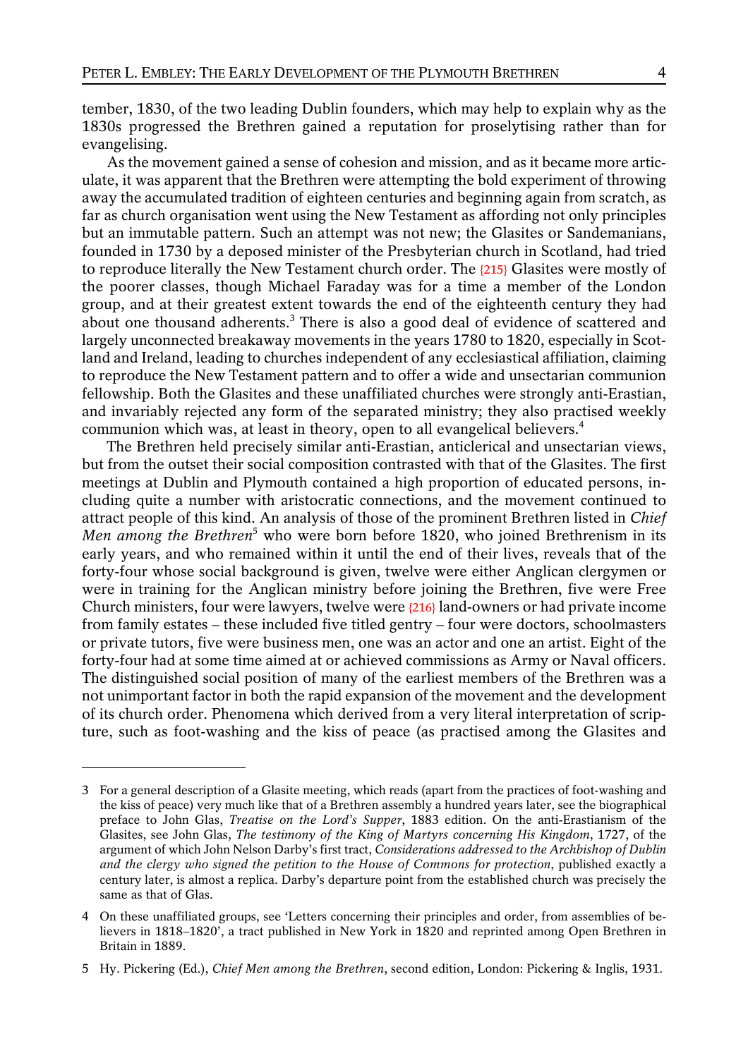tember, 1830, of the two leading Dublin founders, which may help to explain why as the 1830s progressed the Brethren gained a reputation for proselytising rather than for evangelising.

As the movement gained a sense of cohesion and mission, and as it became more articulate, it was apparent that the Brethren were attempting the bold experiment of throwing away the accumulated tradition of eighteen centuries and beginning again from scratch, as far as church organisation went using the New Testament as affording not only principles but an immutable pattern. Such an attempt was not new; the Glasites or Sandemanians, founded in 1730 by a deposed minister of the Presbyterian church in Scotland, had tried to reproduce literally the New Testament church order. The {215} Glasites were mostly of the poorer classes, though Michael Faraday was for a time a member of the London group, and at their greatest extent towards the end of the eighteenth century they had about one thousand adherents.[3] There is also a good deal of evidence of scattered and largely unconnected breakaway movements in the years 1780 to 1820, especially in Scotland and Ireland, leading to churches independent of any ecclesiastical affiliation, claiming to reproduce the New Testament pattern and to offer a wide and unsectarian communion fellowship. Both the Glasites and these unaffiliated churches were strongly anti-Erastian, and invariably rejected any form of the separated ministry; they also practised weekly communion which was, at least in theory, open to all evangelical believers.[4]

The Brethren held precisely similar anti-Erastian, anticlerical and unsectarian views, but from the outset their social composition contrasted with that of the Glasites. The first meetings at Dublin and Plymouth contained a high proportion of educated persons, including quite a number with aristocratic connections, and the movement continued to attract people of this kind. An analysis of those of the prominent Brethren listed in *Chief Men among the Brethren*[5] who were born before 1820, who joined Brethrenism in its early years, and who remained within it until the end of their lives, reveals that of the forty-four whose social background is given, twelve were either Anglican clergymen or were in training for the Anglican ministry before joining the Brethren, five were Free Church ministers, four were lawyers, twelve were {216} land-owners or had private income from family estates – these included five titled gentry – four were doctors, schoolmasters or private tutors, five were business men, one was an actor and one an artist. Eight of the forty-four had at some time aimed at or achieved commissions as Army or Naval officers. The distinguished social position of many of the earliest members of the Brethren was a not unimportant factor in both the rapid expansion of the movement and the development of its church order. Phenomena which derived from a very literal interpretation of scripture, such as foot-washing and the kiss of peace (as practised among the Glasites and

---

3 For a general description of a Glasite meeting, which reads (apart from the practices of foot-washing and the kiss of peace) very much like that of a Brethren assembly a hundred years later, see the biographical preface to John Glas, *Treatise on the Lord's Supper*, 1883 edition. On the anti-Erastianism of the Glasites, see John Glas, *The testimony of the King of Martyrs concerning His Kingdom*, 1727, of the argument of which John Nelson Darby's first tract, *Considerations addressed to the Archbishop of Dublin and the clergy who signed the petition to the House of Commons for protection*, published exactly a century later, is almost a replica. Darby's departure point from the established church was precisely the same as that of Glas.

4 On these unaffiliated groups, see 'Letters concerning their principles and order, from assemblies of believers in 1818–1820', a tract published in New York in 1820 and reprinted among Open Brethren in Britain in 1889.

5 Hy. Pickering (Ed.), *Chief Men among the Brethren*, second edition, London: Pickering & Inglis, 1931.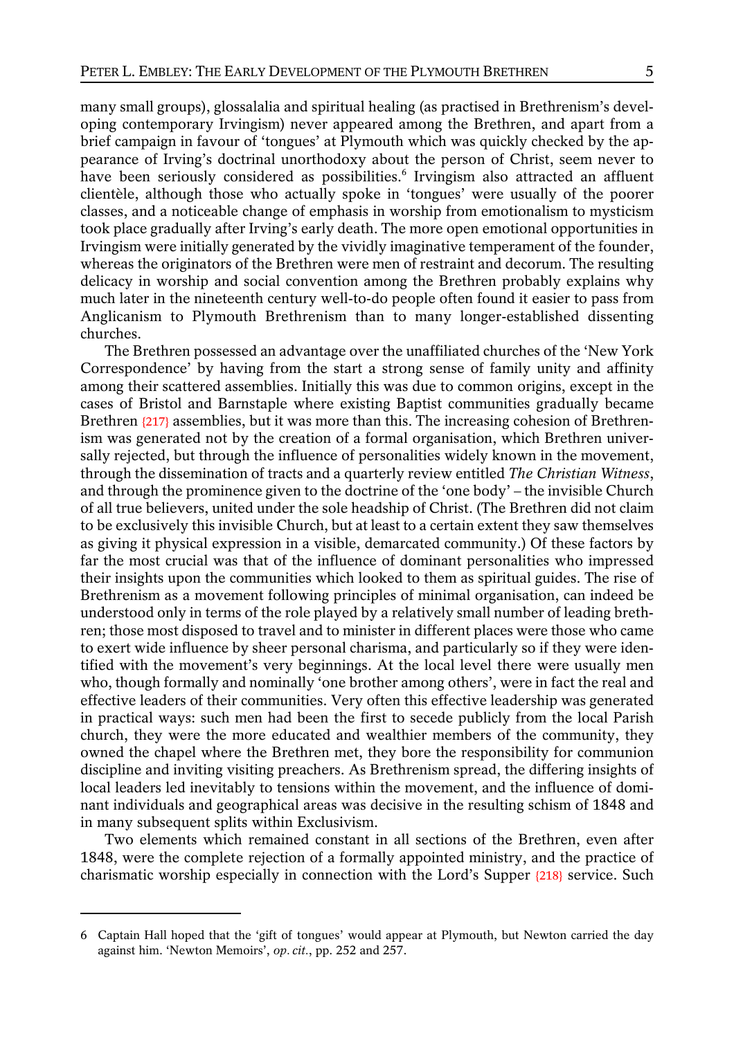many small groups), glossalalia and spiritual healing (as practised in Brethrenism's developing contemporary Irvingism) never appeared among the Brethren, and apart from a brief campaign in favour of 'tongues' at Plymouth which was quickly checked by the appearance of Irving's doctrinal unorthodoxy about the person of Christ, seem never to have been seriously considered as possibilities.[6] Irvingism also attracted an affluent clientèle, although those who actually spoke in 'tongues' were usually of the poorer classes, and a noticeable change of emphasis in worship from emotionalism to mysticism took place gradually after Irving's early death. The more open emotional opportunities in Irvingism were initially generated by the vividly imaginative temperament of the founder, whereas the originators of the Brethren were men of restraint and decorum. The resulting delicacy in worship and social convention among the Brethren probably explains why much later in the nineteenth century well-to-do people often found it easier to pass from Anglicanism to Plymouth Brethrenism than to many longer-established dissenting churches.

The Brethren possessed an advantage over the unaffiliated churches of the 'New York Correspondence' by having from the start a strong sense of family unity and affinity among their scattered assemblies. Initially this was due to common origins, except in the cases of Bristol and Barnstaple where existing Baptist communities gradually became Brethren {217} assemblies, but it was more than this. The increasing cohesion of Brethrenism was generated not by the creation of a formal organisation, which Brethren universally rejected, but through the influence of personalities widely known in the movement, through the dissemination of tracts and a quarterly review entitled *The Christian Witness*, and through the prominence given to the doctrine of the 'one body' – the invisible Church of all true believers, united under the sole headship of Christ. (The Brethren did not claim to be exclusively this invisible Church, but at least to a certain extent they saw themselves as giving it physical expression in a visible, demarcated community.) Of these factors by far the most crucial was that of the influence of dominant personalities who impressed their insights upon the communities which looked to them as spiritual guides. The rise of Brethrenism as a movement following principles of minimal organisation, can indeed be understood only in terms of the role played by a relatively small number of leading brethren; those most disposed to travel and to minister in different places were those who came to exert wide influence by sheer personal charisma, and particularly so if they were identified with the movement's very beginnings. At the local level there were usually men who, though formally and nominally 'one brother among others', were in fact the real and effective leaders of their communities. Very often this effective leadership was generated in practical ways: such men had been the first to secede publicly from the local Parish church, they were the more educated and wealthier members of the community, they owned the chapel where the Brethren met, they bore the responsibility for communion discipline and inviting visiting preachers. As Brethrenism spread, the differing insights of local leaders led inevitably to tensions within the movement, and the influence of dominant individuals and geographical areas was decisive in the resulting schism of 1848 and in many subsequent splits within Exclusivism.

Two elements which remained constant in all sections of the Brethren, even after 1848, were the complete rejection of a formally appointed ministry, and the practice of charismatic worship especially in connection with the Lord's Supper {218} service. Such

---

6 Captain Hall hoped that the 'gift of tongues' would appear at Plymouth, but Newton carried the day against him. 'Newton Memoirs', *op. cit.*, pp. 252 and 257.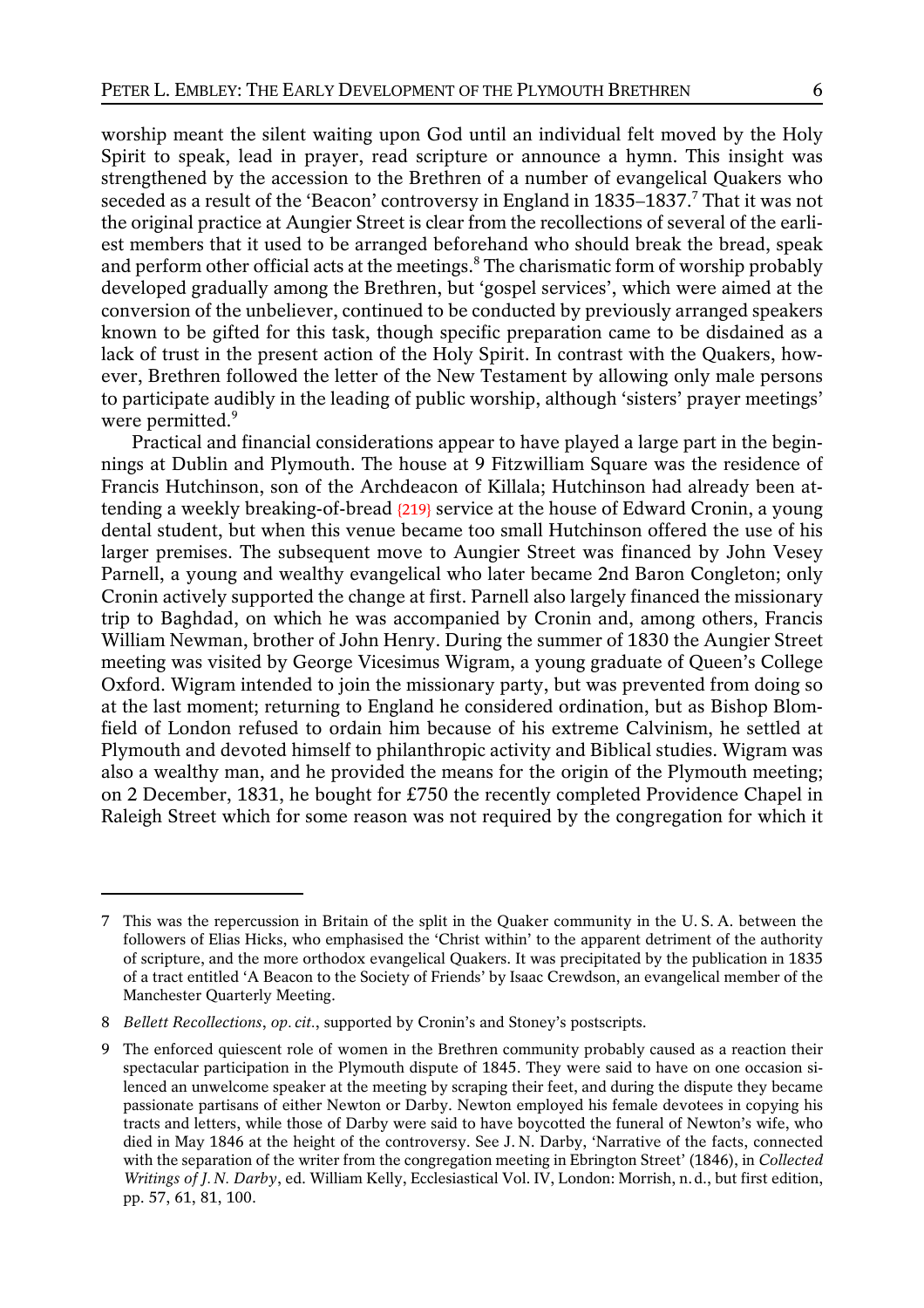worship meant the silent waiting upon God until an individual felt moved by the Holy Spirit to speak, lead in prayer, read scripture or announce a hymn. This insight was strengthened by the accession to the Brethren of a number of evangelical Quakers who seceded as a result of the 'Beacon' controversy in England in 1835–1837.[7] That it was not the original practice at Aungier Street is clear from the recollections of several of the earliest members that it used to be arranged beforehand who should break the bread, speak and perform other official acts at the meetings.[8] The charismatic form of worship probably developed gradually among the Brethren, but 'gospel services', which were aimed at the conversion of the unbeliever, continued to be conducted by previously arranged speakers known to be gifted for this task, though specific preparation came to be disdained as a lack of trust in the present action of the Holy Spirit. In contrast with the Quakers, however, Brethren followed the letter of the New Testament by allowing only male persons to participate audibly in the leading of public worship, although 'sisters' prayer meetings' were permitted.[9]

Practical and financial considerations appear to have played a large part in the beginnings at Dublin and Plymouth. The house at 9 Fitzwilliam Square was the residence of Francis Hutchinson, son of the Archdeacon of Killala; Hutchinson had already been attending a weekly breaking-of-bread {219} service at the house of Edward Cronin, a young dental student, but when this venue became too small Hutchinson offered the use of his larger premises. The subsequent move to Aungier Street was financed by John Vesey Parnell, a young and wealthy evangelical who later became 2nd Baron Congleton; only Cronin actively supported the change at first. Parnell also largely financed the missionary trip to Baghdad, on which he was accompanied by Cronin and, among others, Francis William Newman, brother of John Henry. During the summer of 1830 the Aungier Street meeting was visited by George Vicesimus Wigram, a young graduate of Queen's College Oxford. Wigram intended to join the missionary party, but was prevented from doing so at the last moment; returning to England he considered ordination, but as Bishop Blomfield of London refused to ordain him because of his extreme Calvinism, he settled at Plymouth and devoted himself to philanthropic activity and Biblical studies. Wigram was also a wealthy man, and he provided the means for the origin of the Plymouth meeting; on 2 December, 1831, he bought for £750 the recently completed Providence Chapel in Raleigh Street which for some reason was not required by the congregation for which it

---

7 This was the repercussion in Britain of the split in the Quaker community in the U. S. A. between the followers of Elias Hicks, who emphasised the 'Christ within' to the apparent detriment of the authority of scripture, and the more orthodox evangelical Quakers. It was precipitated by the publication in 1835 of a tract entitled 'A Beacon to the Society of Friends' by Isaac Crewdson, an evangelical member of the Manchester Quarterly Meeting.

8 *Bellett Recollections*, *op. cit.*, supported by Cronin's and Stoney's postscripts.

9 The enforced quiescent role of women in the Brethren community probably caused as a reaction their spectacular participation in the Plymouth dispute of 1845. They were said to have on one occasion silenced an unwelcome speaker at the meeting by scraping their feet, and during the dispute they became passionate partisans of either Newton or Darby. Newton employed his female devotees in copying his tracts and letters, while those of Darby were said to have boycotted the funeral of Newton's wife, who died in May 1846 at the height of the controversy. See J. N. Darby, 'Narrative of the facts, connected with the separation of the writer from the congregation meeting in Ebrington Street' (1846), in *Collected Writings of J. N. Darby*, ed. William Kelly, Ecclesiastical Vol. IV, London: Morrish, n. d., but first edition, pp. 57, 61, 81, 100.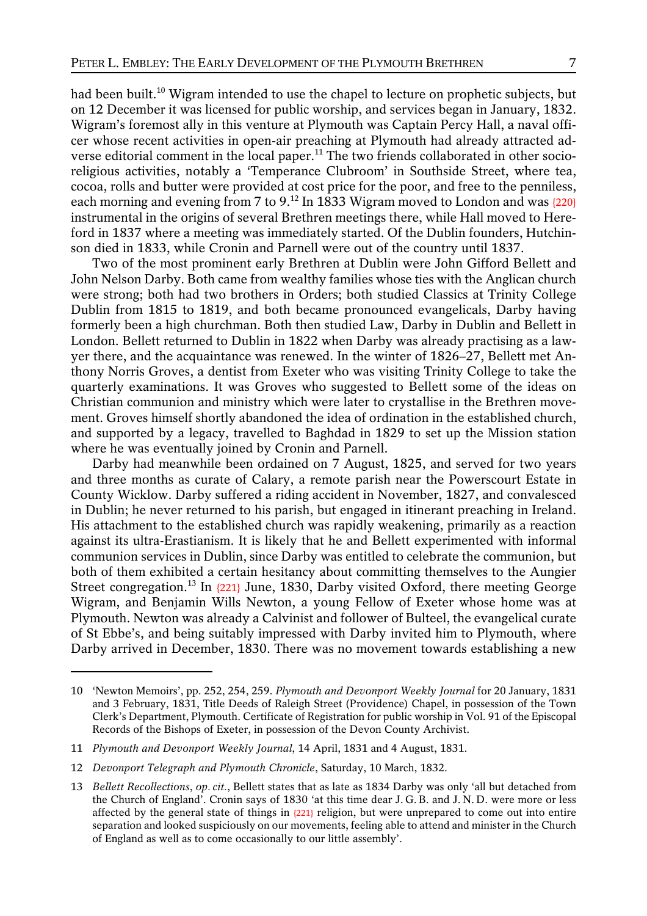had been built.[10] Wigram intended to use the chapel to lecture on prophetic subjects, but on 12 December it was licensed for public worship, and services began in January, 1832. Wigram's foremost ally in this venture at Plymouth was Captain Percy Hall, a naval officer whose recent activities in open-air preaching at Plymouth had already attracted adverse editorial comment in the local paper.[11] The two friends collaborated in other socio-religious activities, notably a 'Temperance Clubroom' in Southside Street, where tea, cocoa, rolls and butter were provided at cost price for the poor, and free to the penniless, each morning and evening from 7 to 9.[12] In 1833 Wigram moved to London and was {220} instrumental in the origins of several Brethren meetings there, while Hall moved to Hereford in 1837 where a meeting was immediately started. Of the Dublin founders, Hutchinson died in 1833, while Cronin and Parnell were out of the country until 1837.

Two of the most prominent early Brethren at Dublin were John Gifford Bellett and John Nelson Darby. Both came from wealthy families whose ties with the Anglican church were strong; both had two brothers in Orders; both studied Classics at Trinity College Dublin from 1815 to 1819, and both became pronounced evangelicals, Darby having formerly been a high churchman. Both then studied Law, Darby in Dublin and Bellett in London. Bellett returned to Dublin in 1822 when Darby was already practising as a lawyer there, and the acquaintance was renewed. In the winter of 1826–27, Bellett met Anthony Norris Groves, a dentist from Exeter who was visiting Trinity College to take the quarterly examinations. It was Groves who suggested to Bellett some of the ideas on Christian communion and ministry which were later to crystallise in the Brethren movement. Groves himself shortly abandoned the idea of ordination in the established church, and supported by a legacy, travelled to Baghdad in 1829 to set up the Mission station where he was eventually joined by Cronin and Parnell.

Darby had meanwhile been ordained on 7 August, 1825, and served for two years and three months as curate of Calary, a remote parish near the Powerscourt Estate in County Wicklow. Darby suffered a riding accident in November, 1827, and convalesced in Dublin; he never returned to his parish, but engaged in itinerant preaching in Ireland. His attachment to the established church was rapidly weakening, primarily as a reaction against its ultra-Erastianism. It is likely that he and Bellett experimented with informal communion services in Dublin, since Darby was entitled to celebrate the communion, but both of them exhibited a certain hesitancy about committing themselves to the Aungier Street congregation.[13] In {221} June, 1830, Darby visited Oxford, there meeting George Wigram, and Benjamin Wills Newton, a young Fellow of Exeter whose home was at Plymouth. Newton was already a Calvinist and follower of Bulteel, the evangelical curate of St Ebbe's, and being suitably impressed with Darby invited him to Plymouth, where Darby arrived in December, 1830. There was no movement towards establishing a new

---

10 'Newton Memoirs', pp. 252, 254, 259. *Plymouth and Devonport Weekly Journal* for 20 January, 1831 and 3 February, 1831, Title Deeds of Raleigh Street (Providence) Chapel, in possession of the Town Clerk's Department, Plymouth. Certificate of Registration for public worship in Vol. 91 of the Episcopal Records of the Bishops of Exeter, in possession of the Devon County Archivist.

11 *Plymouth and Devonport Weekly Journal*, 14 April, 1831 and 4 August, 1831.

12 *Devonport Telegraph and Plymouth Chronicle*, Saturday, 10 March, 1832.

13 *Bellett Recollections*, *op. cit.*, Bellett states that as late as 1834 Darby was only 'all but detached from the Church of England'. Cronin says of 1830 'at this time dear J. G. B. and J. N. D. were more or less affected by the general state of things in {221} religion, but were unprepared to come out into entire separation and looked suspiciously on our movements, feeling able to attend and minister in the Church of England as well as to come occasionally to our little assembly'.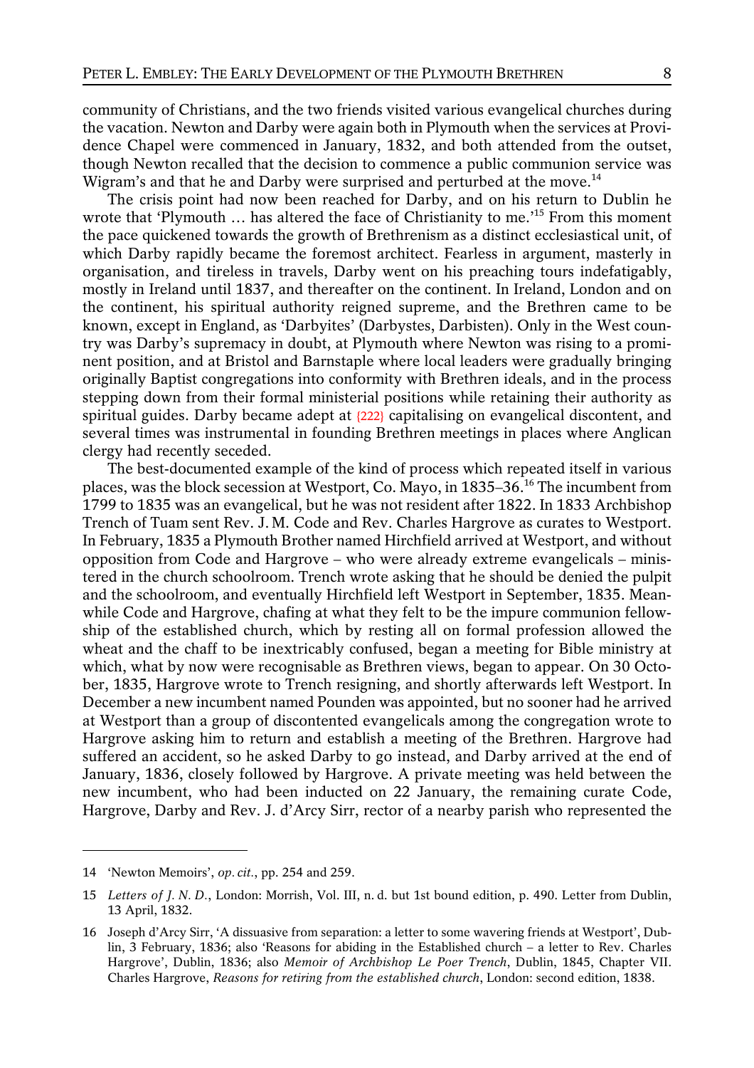community of Christians, and the two friends visited various evangelical churches during the vacation. Newton and Darby were again both in Plymouth when the services at Providence Chapel were commenced in January, 1832, and both attended from the outset, though Newton recalled that the decision to commence a public communion service was Wigram's and that he and Darby were surprised and perturbed at the move.[14]

The crisis point had now been reached for Darby, and on his return to Dublin he wrote that 'Plymouth … has altered the face of Christianity to me.'[15] From this moment the pace quickened towards the growth of Brethrenism as a distinct ecclesiastical unit, of which Darby rapidly became the foremost architect. Fearless in argument, masterly in organisation, and tireless in travels, Darby went on his preaching tours indefatigably, mostly in Ireland until 1837, and thereafter on the continent. In Ireland, London and on the continent, his spiritual authority reigned supreme, and the Brethren came to be known, except in England, as 'Darbyites' (Darbystes, Darbisten). Only in the West country was Darby's supremacy in doubt, at Plymouth where Newton was rising to a prominent position, and at Bristol and Barnstaple where local leaders were gradually bringing originally Baptist congregations into conformity with Brethren ideals, and in the process stepping down from their formal ministerial positions while retaining their authority as spiritual guides. Darby became adept at {222} capitalising on evangelical discontent, and several times was instrumental in founding Brethren meetings in places where Anglican clergy had recently seceded.

The best-documented example of the kind of process which repeated itself in various places, was the block secession at Westport, Co. Mayo, in 1835–36.[16] The incumbent from 1799 to 1835 was an evangelical, but he was not resident after 1822. In 1833 Archbishop Trench of Tuam sent Rev. J. M. Code and Rev. Charles Hargrove as curates to Westport. In February, 1835 a Plymouth Brother named Hirchfield arrived at Westport, and without opposition from Code and Hargrove – who were already extreme evangelicals – ministered in the church schoolroom. Trench wrote asking that he should be denied the pulpit and the schoolroom, and eventually Hirchfield left Westport in September, 1835. Meanwhile Code and Hargrove, chafing at what they felt to be the impure communion fellowship of the established church, which by resting all on formal profession allowed the wheat and the chaff to be inextricably confused, began a meeting for Bible ministry at which, what by now were recognisable as Brethren views, began to appear. On 30 October, 1835, Hargrove wrote to Trench resigning, and shortly afterwards left Westport. In December a new incumbent named Pounden was appointed, but no sooner had he arrived at Westport than a group of discontented evangelicals among the congregation wrote to Hargrove asking him to return and establish a meeting of the Brethren. Hargrove had suffered an accident, so he asked Darby to go instead, and Darby arrived at the end of January, 1836, closely followed by Hargrove. A private meeting was held between the new incumbent, who had been inducted on 22 January, the remaining curate Code, Hargrove, Darby and Rev. J. d'Arcy Sirr, rector of a nearby parish who represented the

---

14 'Newton Memoirs', *op. cit.*, pp. 254 and 259.

15 *Letters of J. N. D.*, London: Morrish, Vol. III, n. d. but 1st bound edition, p. 490. Letter from Dublin, 13 April, 1832.

16 Joseph d'Arcy Sirr, 'A dissuasive from separation: a letter to some wavering friends at Westport', Dublin, 3 February, 1836; also 'Reasons for abiding in the Established church – a letter to Rev. Charles Hargrove', Dublin, 1836; also *Memoir of Archbishop Le Poer Trench*, Dublin, 1845, Chapter VII. Charles Hargrove, *Reasons for retiring from the established church*, London: second edition, 1838.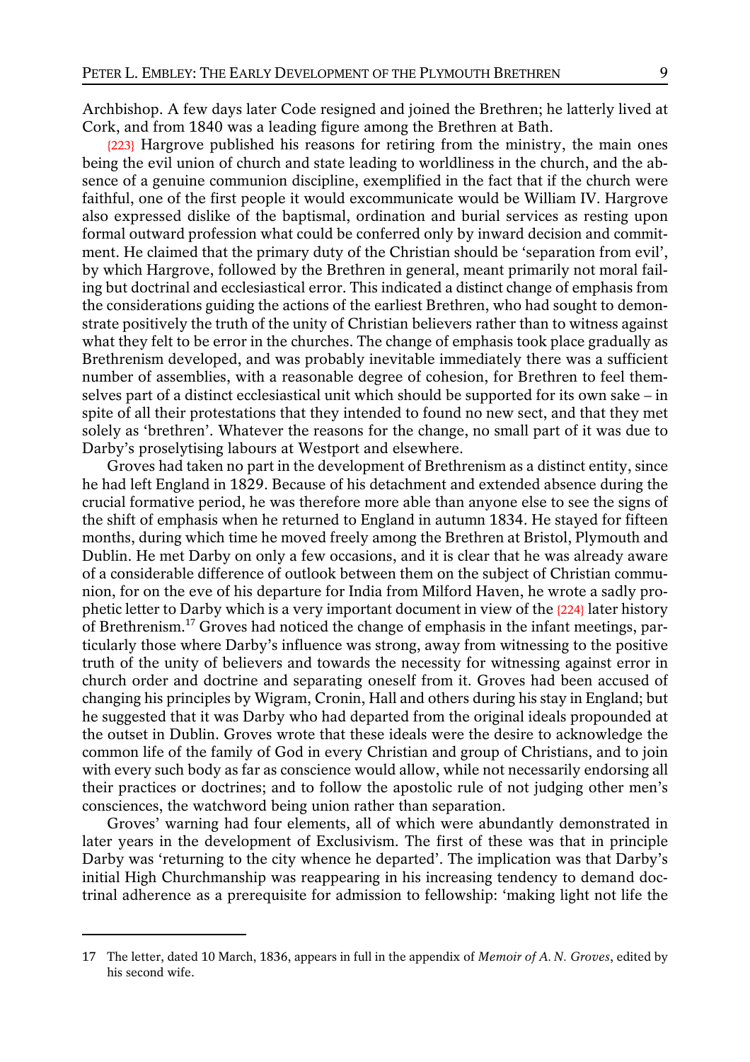Archbishop. A few days later Code resigned and joined the Brethren; he latterly lived at Cork, and from 1840 was a leading figure among the Brethren at Bath.

{223} Hargrove published his reasons for retiring from the ministry, the main ones being the evil union of church and state leading to worldliness in the church, and the absence of a genuine communion discipline, exemplified in the fact that if the church were faithful, one of the first people it would excommunicate would be William IV. Hargrove also expressed dislike of the baptismal, ordination and burial services as resting upon formal outward profession what could be conferred only by inward decision and commitment. He claimed that the primary duty of the Christian should be 'separation from evil', by which Hargrove, followed by the Brethren in general, meant primarily not moral failing but doctrinal and ecclesiastical error. This indicated a distinct change of emphasis from the considerations guiding the actions of the earliest Brethren, who had sought to demonstrate positively the truth of the unity of Christian believers rather than to witness against what they felt to be error in the churches. The change of emphasis took place gradually as Brethrenism developed, and was probably inevitable immediately there was a sufficient number of assemblies, with a reasonable degree of cohesion, for Brethren to feel themselves part of a distinct ecclesiastical unit which should be supported for its own sake – in spite of all their protestations that they intended to found no new sect, and that they met solely as 'brethren'. Whatever the reasons for the change, no small part of it was due to Darby's proselytising labours at Westport and elsewhere.

Groves had taken no part in the development of Brethrenism as a distinct entity, since he had left England in 1829. Because of his detachment and extended absence during the crucial formative period, he was therefore more able than anyone else to see the signs of the shift of emphasis when he returned to England in autumn 1834. He stayed for fifteen months, during which time he moved freely among the Brethren at Bristol, Plymouth and Dublin. He met Darby on only a few occasions, and it is clear that he was already aware of a considerable difference of outlook between them on the subject of Christian communion, for on the eve of his departure for India from Milford Haven, he wrote a sadly prophetic letter to Darby which is a very important document in view of the {224} later history of Brethrenism.[17] Groves had noticed the change of emphasis in the infant meetings, particularly those where Darby's influence was strong, away from witnessing to the positive truth of the unity of believers and towards the necessity for witnessing against error in church order and doctrine and separating oneself from it. Groves had been accused of changing his principles by Wigram, Cronin, Hall and others during his stay in England; but he suggested that it was Darby who had departed from the original ideals propounded at the outset in Dublin. Groves wrote that these ideals were the desire to acknowledge the common life of the family of God in every Christian and group of Christians, and to join with every such body as far as conscience would allow, while not necessarily endorsing all their practices or doctrines; and to follow the apostolic rule of not judging other men's consciences, the watchword being union rather than separation.

Groves' warning had four elements, all of which were abundantly demonstrated in later years in the development of Exclusivism. The first of these was that in principle Darby was 'returning to the city whence he departed'. The implication was that Darby's initial High Churchmanship was reappearing in his increasing tendency to demand doctrinal adherence as a prerequisite for admission to fellowship: 'making light not life the

---

17 The letter, dated 10 March, 1836, appears in full in the appendix of *Memoir of A. N. Groves*, edited by his second wife.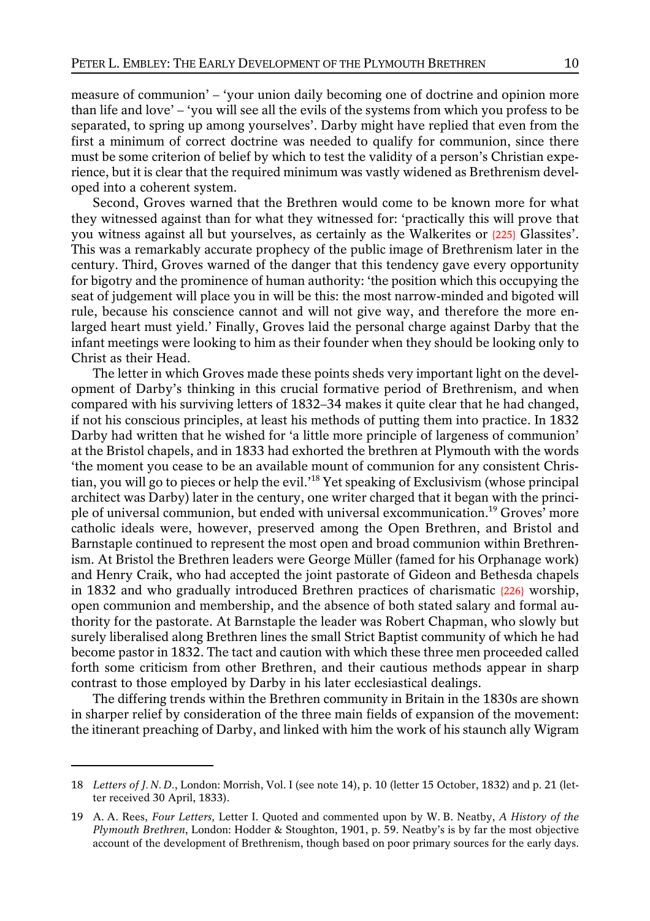measure of communion' – 'your union daily becoming one of doctrine and opinion more than life and love' – 'you will see all the evils of the systems from which you profess to be separated, to spring up among yourselves'. Darby might have replied that even from the first a minimum of correct doctrine was needed to qualify for communion, since there must be some criterion of belief by which to test the validity of a person's Christian experience, but it is clear that the required minimum was vastly widened as Brethrenism developed into a coherent system.

Second, Groves warned that the Brethren would come to be known more for what they witnessed against than for what they witnessed for: 'practically this will prove that you witness against all but yourselves, as certainly as the Walkerites or {225} Glassites'. This was a remarkably accurate prophecy of the public image of Brethrenism later in the century. Third, Groves warned of the danger that this tendency gave every opportunity for bigotry and the prominence of human authority: 'the position which this occupying the seat of judgement will place you in will be this: the most narrow-minded and bigoted will rule, because his conscience cannot and will not give way, and therefore the more enlarged heart must yield.' Finally, Groves laid the personal charge against Darby that the infant meetings were looking to him as their founder when they should be looking only to Christ as their Head.

The letter in which Groves made these points sheds very important light on the development of Darby's thinking in this crucial formative period of Brethrenism, and when compared with his surviving letters of 1832–34 makes it quite clear that he had changed, if not his conscious principles, at least his methods of putting them into practice. In 1832 Darby had written that he wished for 'a little more principle of largeness of communion' at the Bristol chapels, and in 1833 had exhorted the brethren at Plymouth with the words 'the moment you cease to be an available mount of communion for any consistent Christian, you will go to pieces or help the evil.'[18] Yet speaking of Exclusivism (whose principal architect was Darby) later in the century, one writer charged that it began with the principle of universal communion, but ended with universal excommunication.[19] Groves' more catholic ideals were, however, preserved among the Open Brethren, and Bristol and Barnstaple continued to represent the most open and broad communion within Brethrenism. At Bristol the Brethren leaders were George Müller (famed for his Orphanage work) and Henry Craik, who had accepted the joint pastorate of Gideon and Bethesda chapels in 1832 and who gradually introduced Brethren practices of charismatic {226} worship, open communion and membership, and the absence of both stated salary and formal authority for the pastorate. At Barnstaple the leader was Robert Chapman, who slowly but surely liberalised along Brethren lines the small Strict Baptist community of which he had become pastor in 1832. The tact and caution with which these three men proceeded called forth some criticism from other Brethren, and their cautious methods appear in sharp contrast to those employed by Darby in his later ecclesiastical dealings.

The differing trends within the Brethren community in Britain in the 1830s are shown in sharper relief by consideration of the three main fields of expansion of the movement: the itinerant preaching of Darby, and linked with him the work of his staunch ally Wigram

---

18 *Letters of J. N. D.*, London: Morrish, Vol. I (see note 14), p. 10 (letter 15 October, 1832) and p. 21 (letter received 30 April, 1833).

19 A. A. Rees, *Four Letters,* Letter I. Quoted and commented upon by W. B. Neatby, *A History of the Plymouth Brethren*, London: Hodder & Stoughton, 1901, p. 59. Neatby's is by far the most objective account of the development of Brethrenism, though based on poor primary sources for the early days.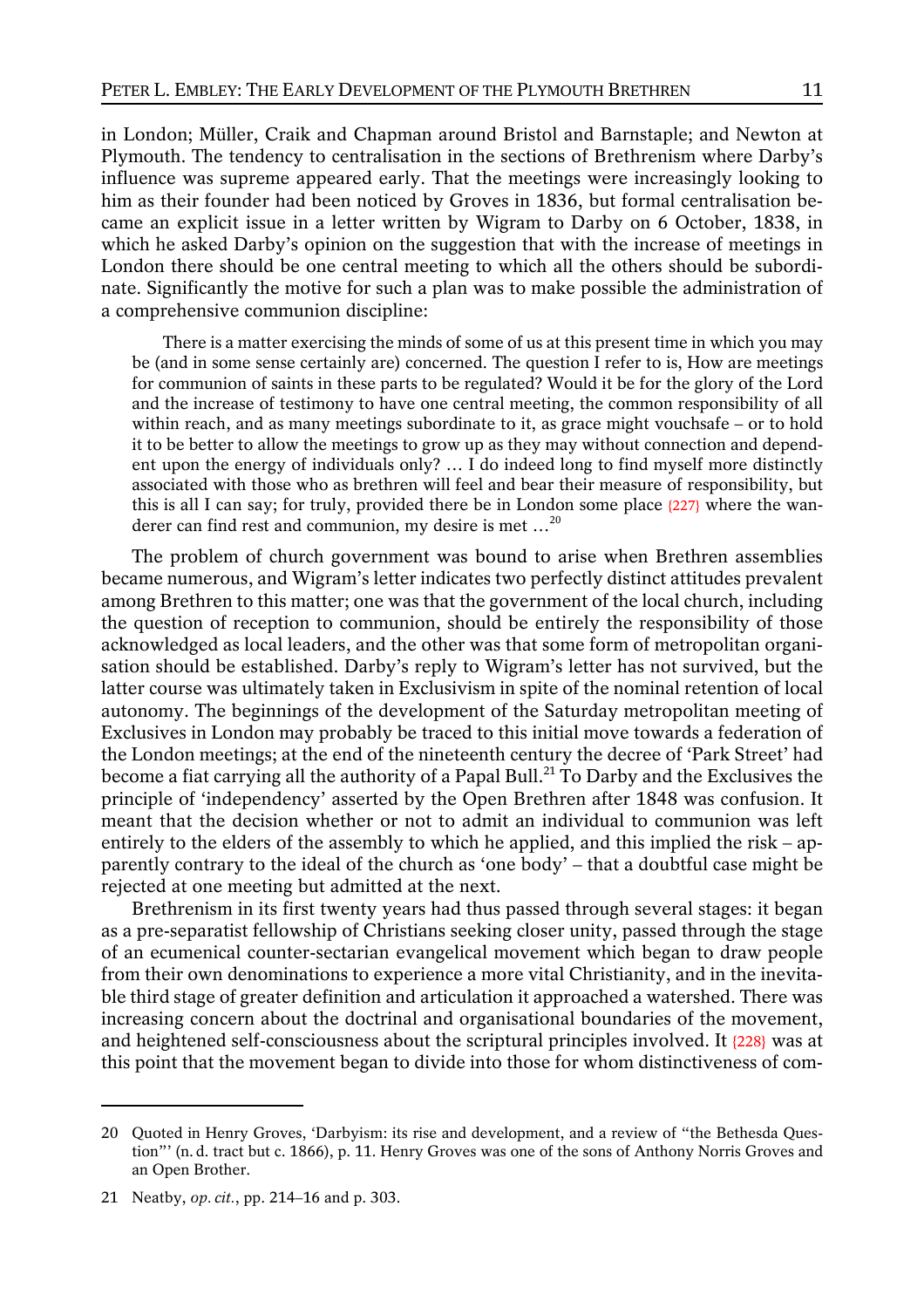in London; Müller, Craik and Chapman around Bristol and Barnstaple; and Newton at Plymouth. The tendency to centralisation in the sections of Brethrenism where Darby's influence was supreme appeared early. That the meetings were increasingly looking to him as their founder had been noticed by Groves in 1836, but formal centralisation became an explicit issue in a letter written by Wigram to Darby on 6 October, 1838, in which he asked Darby's opinion on the suggestion that with the increase of meetings in London there should be one central meeting to which all the others should be subordinate. Significantly the motive for such a plan was to make possible the administration of a comprehensive communion discipline:

> There is a matter exercising the minds of some of us at this present time in which you may be (and in some sense certainly are) concerned. The question I refer to is, How are meetings for communion of saints in these parts to be regulated? Would it be for the glory of the Lord and the increase of testimony to have one central meeting, the common responsibility of all within reach, and as many meetings subordinate to it, as grace might vouchsafe – or to hold it to be better to allow the meetings to grow up as they may without connection and dependent upon the energy of individuals only? … I do indeed long to find myself more distinctly associated with those who as brethren will feel and bear their measure of responsibility, but this is all I can say; for truly, provided there be in London some place {227} where the wanderer can find rest and communion, my desire is met …[20]

The problem of church government was bound to arise when Brethren assemblies became numerous, and Wigram's letter indicates two perfectly distinct attitudes prevalent among Brethren to this matter; one was that the government of the local church, including the question of reception to communion, should be entirely the responsibility of those acknowledged as local leaders, and the other was that some form of metropolitan organisation should be established. Darby's reply to Wigram's letter has not survived, but the latter course was ultimately taken in Exclusivism in spite of the nominal retention of local autonomy. The beginnings of the development of the Saturday metropolitan meeting of Exclusives in London may probably be traced to this initial move towards a federation of the London meetings; at the end of the nineteenth century the decree of 'Park Street' had become a fiat carrying all the authority of a Papal Bull.[21] To Darby and the Exclusives the principle of 'independency' asserted by the Open Brethren after 1848 was confusion. It meant that the decision whether or not to admit an individual to communion was left entirely to the elders of the assembly to which he applied, and this implied the risk – apparently contrary to the ideal of the church as 'one body' – that a doubtful case might be rejected at one meeting but admitted at the next.

Brethrenism in its first twenty years had thus passed through several stages: it began as a pre-separatist fellowship of Christians seeking closer unity, passed through the stage of an ecumenical counter-sectarian evangelical movement which began to draw people from their own denominations to experience a more vital Christianity, and in the inevitable third stage of greater definition and articulation it approached a watershed. There was increasing concern about the doctrinal and organisational boundaries of the movement, and heightened self-consciousness about the scriptural principles involved. It {228} was at this point that the movement began to divide into those for whom distinctiveness of com-

---

20 Quoted in Henry Groves, 'Darbyism: its rise and development, and a review of "the Bethesda Question"' (n. d. tract but c. 1866), p. 11. Henry Groves was one of the sons of Anthony Norris Groves and an Open Brother.

21 Neatby, *op. cit.*, pp. 214–16 and p. 303.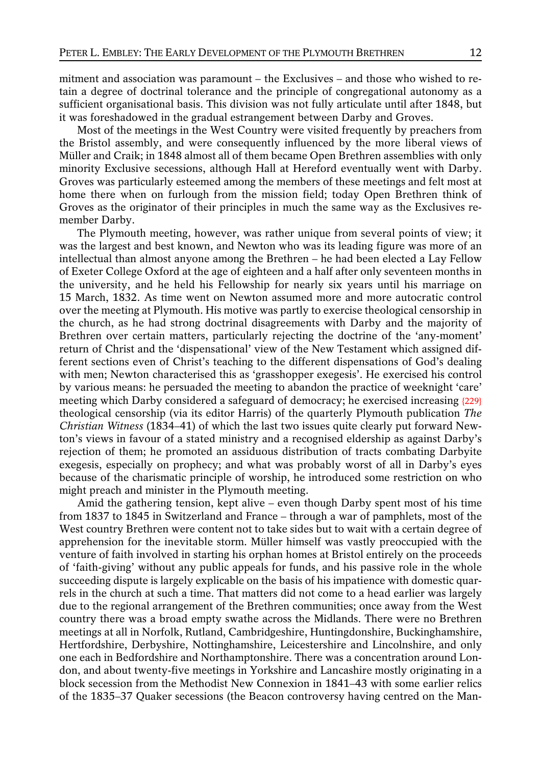mitment and association was paramount – the Exclusives – and those who wished to retain a degree of doctrinal tolerance and the principle of congregational autonomy as a sufficient organisational basis. This division was not fully articulate until after 1848, but it was foreshadowed in the gradual estrangement between Darby and Groves.

Most of the meetings in the West Country were visited frequently by preachers from the Bristol assembly, and were consequently influenced by the more liberal views of Müller and Craik; in 1848 almost all of them became Open Brethren assemblies with only minority Exclusive secessions, although Hall at Hereford eventually went with Darby. Groves was particularly esteemed among the members of these meetings and felt most at home there when on furlough from the mission field; today Open Brethren think of Groves as the originator of their principles in much the same way as the Exclusives remember Darby.

The Plymouth meeting, however, was rather unique from several points of view; it was the largest and best known, and Newton who was its leading figure was more of an intellectual than almost anyone among the Brethren – he had been elected a Lay Fellow of Exeter College Oxford at the age of eighteen and a half after only seventeen months in the university, and he held his Fellowship for nearly six years until his marriage on 15 March, 1832. As time went on Newton assumed more and more autocratic control over the meeting at Plymouth. His motive was partly to exercise theological censorship in the church, as he had strong doctrinal disagreements with Darby and the majority of Brethren over certain matters, particularly rejecting the doctrine of the 'any-moment' return of Christ and the 'dispensational' view of the New Testament which assigned different sections even of Christ's teaching to the different dispensations of God's dealing with men; Newton characterised this as 'grasshopper exegesis'. He exercised his control by various means: he persuaded the meeting to abandon the practice of weeknight 'care' meeting which Darby considered a safeguard of democracy; he exercised increasing {229} theological censorship (via its editor Harris) of the quarterly Plymouth publication *The Christian Witness* (1834–41) of which the last two issues quite clearly put forward Newton's views in favour of a stated ministry and a recognised eldership as against Darby's rejection of them; he promoted an assiduous distribution of tracts combating Darbyite exegesis, especially on prophecy; and what was probably worst of all in Darby's eyes because of the charismatic principle of worship, he introduced some restriction on who might preach and minister in the Plymouth meeting.

Amid the gathering tension, kept alive – even though Darby spent most of his time from 1837 to 1845 in Switzerland and France – through a war of pamphlets, most of the West country Brethren were content not to take sides but to wait with a certain degree of apprehension for the inevitable storm. Müller himself was vastly preoccupied with the venture of faith involved in starting his orphan homes at Bristol entirely on the proceeds of 'faith-giving' without any public appeals for funds, and his passive role in the whole succeeding dispute is largely explicable on the basis of his impatience with domestic quarrels in the church at such a time. That matters did not come to a head earlier was largely due to the regional arrangement of the Brethren communities; once away from the West country there was a broad empty swathe across the Midlands. There were no Brethren meetings at all in Norfolk, Rutland, Cambridgeshire, Huntingdonshire, Buckinghamshire, Hertfordshire, Derbyshire, Nottinghamshire, Leicestershire and Lincolnshire, and only one each in Bedfordshire and Northamptonshire. There was a concentration around London, and about twenty-five meetings in Yorkshire and Lancashire mostly originating in a block secession from the Methodist New Connexion in 1841–43 with some earlier relics of the 1835–37 Quaker secessions (the Beacon controversy having centred on the Man-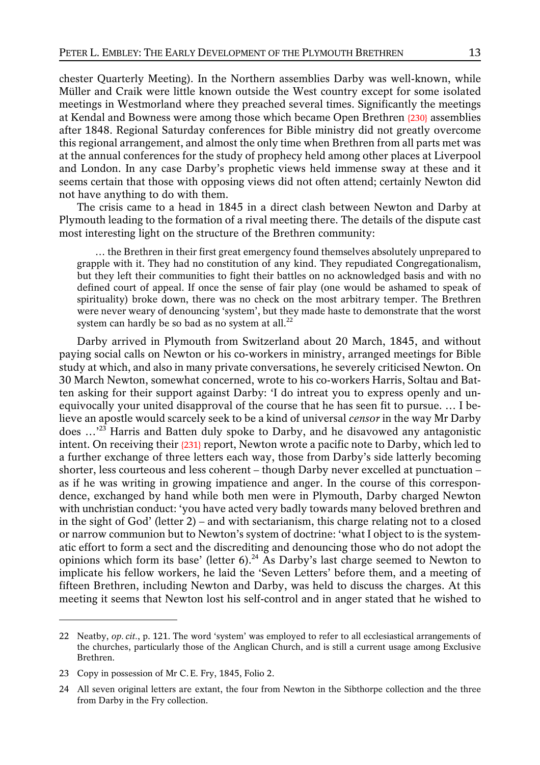chester Quarterly Meeting). In the Northern assemblies Darby was well-known, while Müller and Craik were little known outside the West country except for some isolated meetings in Westmorland where they preached several times. Significantly the meetings at Kendal and Bowness were among those which became Open Brethren {230} assemblies after 1848. Regional Saturday conferences for Bible ministry did not greatly overcome this regional arrangement, and almost the only time when Brethren from all parts met was at the annual conferences for the study of prophecy held among other places at Liverpool and London. In any case Darby's prophetic views held immense sway at these and it seems certain that those with opposing views did not often attend; certainly Newton did not have anything to do with them.

The crisis came to a head in 1845 in a direct clash between Newton and Darby at Plymouth leading to the formation of a rival meeting there. The details of the dispute cast most interesting light on the structure of the Brethren community:

> … the Brethren in their first great emergency found themselves absolutely unprepared to grapple with it. They had no constitution of any kind. They repudiated Congregationalism, but they left their communities to fight their battles on no acknowledged basis and with no defined court of appeal. If once the sense of fair play (one would be ashamed to speak of spirituality) broke down, there was no check on the most arbitrary temper. The Brethren were never weary of denouncing 'system', but they made haste to demonstrate that the worst system can hardly be so bad as no system at all.[22]

Darby arrived in Plymouth from Switzerland about 20 March, 1845, and without paying social calls on Newton or his co-workers in ministry, arranged meetings for Bible study at which, and also in many private conversations, he severely criticised Newton. On 30 March Newton, somewhat concerned, wrote to his co-workers Harris, Soltau and Batten asking for their support against Darby: 'I do intreat you to express openly and unequivocally your united disapproval of the course that he has seen fit to pursue. … I believe an apostle would scarcely seek to be a kind of universal *censor* in the way Mr Darby does …'[23] Harris and Batten duly spoke to Darby, and he disavowed any antagonistic intent. On receiving their {231} report, Newton wrote a pacific note to Darby, which led to a further exchange of three letters each way, those from Darby's side latterly becoming shorter, less courteous and less coherent – though Darby never excelled at punctuation – as if he was writing in growing impatience and anger. In the course of this correspondence, exchanged by hand while both men were in Plymouth, Darby charged Newton with unchristian conduct: 'you have acted very badly towards many beloved brethren and in the sight of God' (letter 2) – and with sectarianism, this charge relating not to a closed or narrow communion but to Newton's system of doctrine: 'what I object to is the systematic effort to form a sect and the discrediting and denouncing those who do not adopt the opinions which form its base' (letter 6).[24] As Darby's last charge seemed to Newton to implicate his fellow workers, he laid the 'Seven Letters' before them, and a meeting of fifteen Brethren, including Newton and Darby, was held to discuss the charges. At this meeting it seems that Newton lost his self-control and in anger stated that he wished to

---

22 Neatby, *op. cit.*, p. 121. The word 'system' was employed to refer to all ecclesiastical arrangements of the churches, particularly those of the Anglican Church, and is still a current usage among Exclusive Brethren.

23 Copy in possession of Mr C. E. Fry, 1845, Folio 2.

24 All seven original letters are extant, the four from Newton in the Sibthorpe collection and the three from Darby in the Fry collection.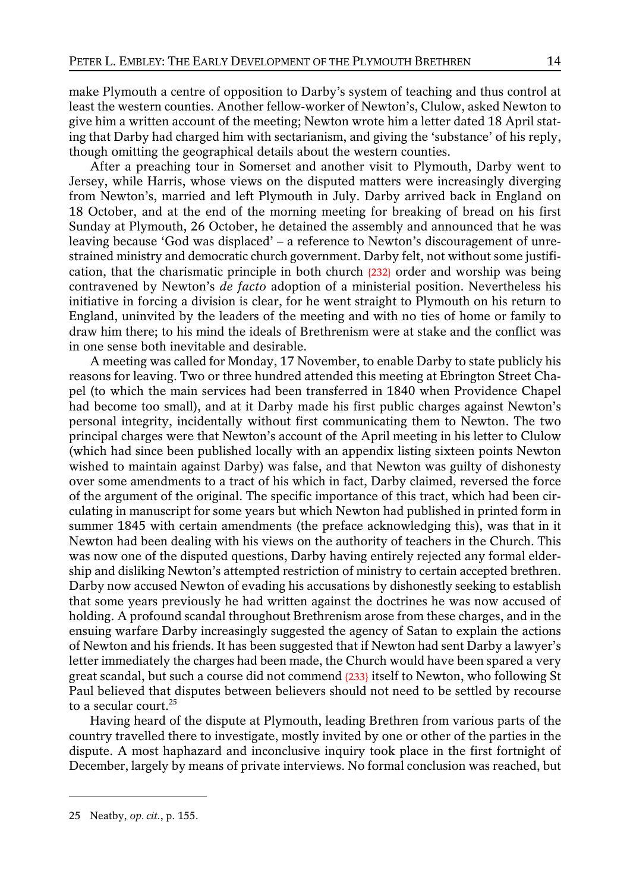make Plymouth a centre of opposition to Darby's system of teaching and thus control at least the western counties. Another fellow-worker of Newton's, Clulow, asked Newton to give him a written account of the meeting; Newton wrote him a letter dated 18 April stating that Darby had charged him with sectarianism, and giving the 'substance' of his reply, though omitting the geographical details about the western counties.

After a preaching tour in Somerset and another visit to Plymouth, Darby went to Jersey, while Harris, whose views on the disputed matters were increasingly diverging from Newton's, married and left Plymouth in July. Darby arrived back in England on 18 October, and at the end of the morning meeting for breaking of bread on his first Sunday at Plymouth, 26 October, he detained the assembly and announced that he was leaving because 'God was displaced' – a reference to Newton's discouragement of unrestrained ministry and democratic church government. Darby felt, not without some justification, that the charismatic principle in both church {232} order and worship was being contravened by Newton's *de facto* adoption of a ministerial position. Nevertheless his initiative in forcing a division is clear, for he went straight to Plymouth on his return to England, uninvited by the leaders of the meeting and with no ties of home or family to draw him there; to his mind the ideals of Brethrenism were at stake and the conflict was in one sense both inevitable and desirable.

A meeting was called for Monday, 17 November, to enable Darby to state publicly his reasons for leaving. Two or three hundred attended this meeting at Ebrington Street Chapel (to which the main services had been transferred in 1840 when Providence Chapel had become too small), and at it Darby made his first public charges against Newton's personal integrity, incidentally without first communicating them to Newton. The two principal charges were that Newton's account of the April meeting in his letter to Clulow (which had since been published locally with an appendix listing sixteen points Newton wished to maintain against Darby) was false, and that Newton was guilty of dishonesty over some amendments to a tract of his which in fact, Darby claimed, reversed the force of the argument of the original. The specific importance of this tract, which had been circulating in manuscript for some years but which Newton had published in printed form in summer 1845 with certain amendments (the preface acknowledging this), was that in it Newton had been dealing with his views on the authority of teachers in the Church. This was now one of the disputed questions, Darby having entirely rejected any formal eldership and disliking Newton's attempted restriction of ministry to certain accepted brethren. Darby now accused Newton of evading his accusations by dishonestly seeking to establish that some years previously he had written against the doctrines he was now accused of holding. A profound scandal throughout Brethrenism arose from these charges, and in the ensuing warfare Darby increasingly suggested the agency of Satan to explain the actions of Newton and his friends. It has been suggested that if Newton had sent Darby a lawyer's letter immediately the charges had been made, the Church would have been spared a very great scandal, but such a course did not commend {233} itself to Newton, who following St Paul believed that disputes between believers should not need to be settled by recourse to a secular court.[25]

Having heard of the dispute at Plymouth, leading Brethren from various parts of the country travelled there to investigate, mostly invited by one or other of the parties in the dispute. A most haphazard and inconclusive inquiry took place in the first fortnight of December, largely by means of private interviews. No formal conclusion was reached, but

---

25 Neatby, *op. cit.*, p. 155.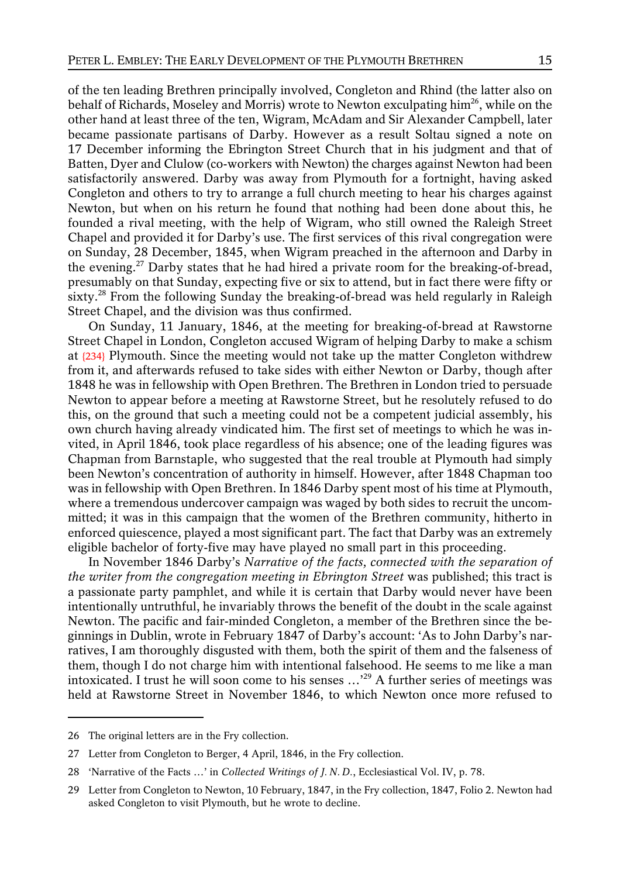of the ten leading Brethren principally involved, Congleton and Rhind (the latter also on behalf of Richards, Moseley and Morris) wrote to Newton exculpating him[26], while on the other hand at least three of the ten, Wigram, McAdam and Sir Alexander Campbell, later became passionate partisans of Darby. However as a result Soltau signed a note on 17 December informing the Ebrington Street Church that in his judgment and that of Batten, Dyer and Clulow (co-workers with Newton) the charges against Newton had been satisfactorily answered. Darby was away from Plymouth for a fortnight, having asked Congleton and others to try to arrange a full church meeting to hear his charges against Newton, but when on his return he found that nothing had been done about this, he founded a rival meeting, with the help of Wigram, who still owned the Raleigh Street Chapel and provided it for Darby's use. The first services of this rival congregation were on Sunday, 28 December, 1845, when Wigram preached in the afternoon and Darby in the evening.[27] Darby states that he had hired a private room for the breaking-of-bread, presumably on that Sunday, expecting five or six to attend, but in fact there were fifty or sixty.[28] From the following Sunday the breaking-of-bread was held regularly in Raleigh Street Chapel, and the division was thus confirmed.

On Sunday, 11 January, 1846, at the meeting for breaking-of-bread at Rawstorne Street Chapel in London, Congleton accused Wigram of helping Darby to make a schism at {234} Plymouth. Since the meeting would not take up the matter Congleton withdrew from it, and afterwards refused to take sides with either Newton or Darby, though after 1848 he was in fellowship with Open Brethren. The Brethren in London tried to persuade Newton to appear before a meeting at Rawstorne Street, but he resolutely refused to do this, on the ground that such a meeting could not be a competent judicial assembly, his own church having already vindicated him. The first set of meetings to which he was invited, in April 1846, took place regardless of his absence; one of the leading figures was Chapman from Barnstaple, who suggested that the real trouble at Plymouth had simply been Newton's concentration of authority in himself. However, after 1848 Chapman too was in fellowship with Open Brethren. In 1846 Darby spent most of his time at Plymouth, where a tremendous undercover campaign was waged by both sides to recruit the uncommitted; it was in this campaign that the women of the Brethren community, hitherto in enforced quiescence, played a most significant part. The fact that Darby was an extremely eligible bachelor of forty-five may have played no small part in this proceeding.

In November 1846 Darby's *Narrative of the facts, connected with the separation of the writer from the congregation meeting in Ebrington Street* was published; this tract is a passionate party pamphlet, and while it is certain that Darby would never have been intentionally untruthful, he invariably throws the benefit of the doubt in the scale against Newton. The pacific and fair-minded Congleton, a member of the Brethren since the beginnings in Dublin, wrote in February 1847 of Darby's account: 'As to John Darby's narratives, I am thoroughly disgusted with them, both the spirit of them and the falseness of them, though I do not charge him with intentional falsehood. He seems to me like a man intoxicated. I trust he will soon come to his senses …'[29] A further series of meetings was held at Rawstorne Street in November 1846, to which Newton once more refused to

---

26 The original letters are in the Fry collection.

27 Letter from Congleton to Berger, 4 April, 1846, in the Fry collection.

28 'Narrative of the Facts …' in *Collected Writings of J. N. D.*, Ecclesiastical Vol. IV, p. 78.

29 Letter from Congleton to Newton, 10 February, 1847, in the Fry collection, 1847, Folio 2. Newton had asked Congleton to visit Plymouth, but he wrote to decline.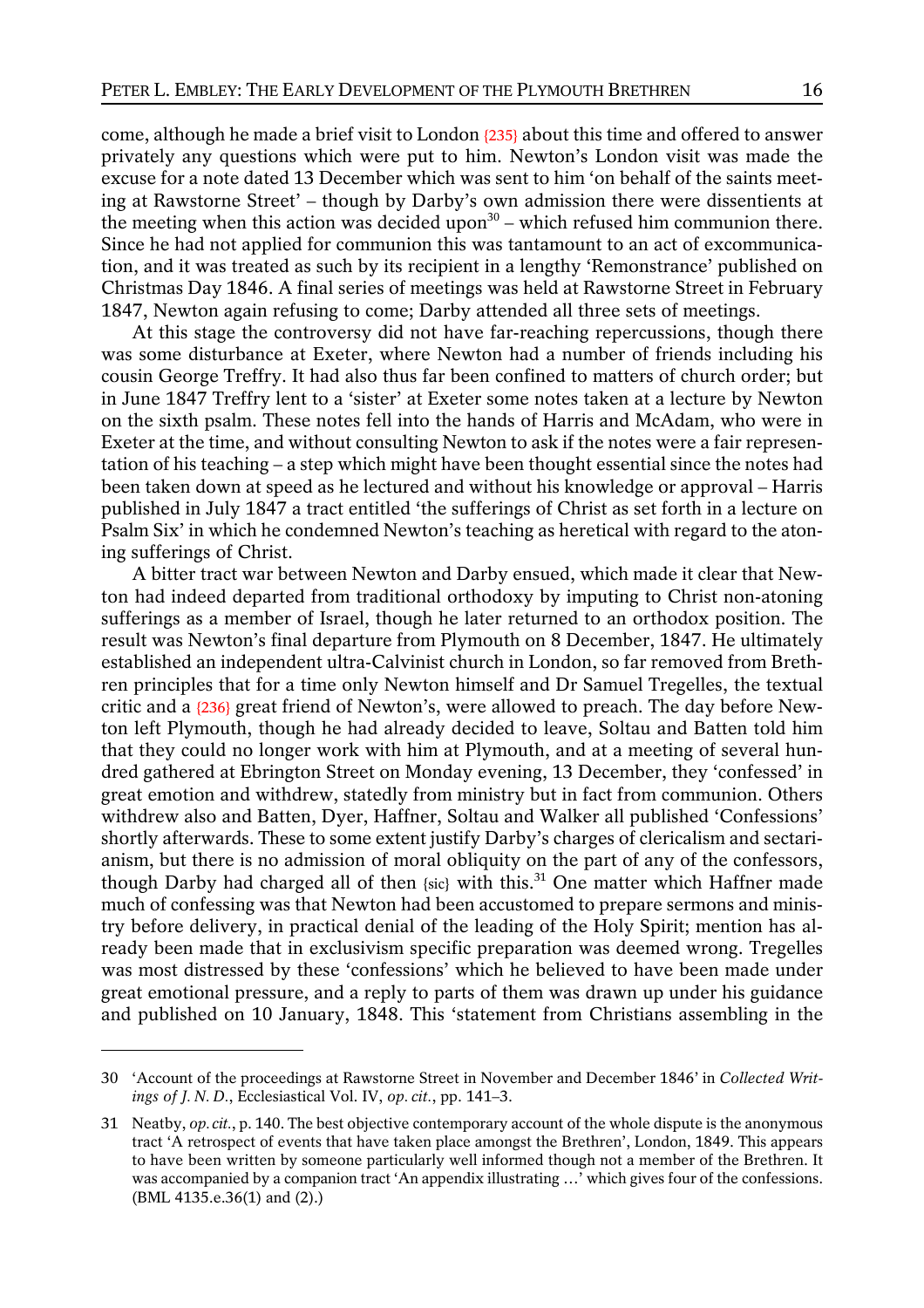come, although he made a brief visit to London {235} about this time and offered to answer privately any questions which were put to him. Newton's London visit was made the excuse for a note dated 13 December which was sent to him 'on behalf of the saints meeting at Rawstorne Street' – though by Darby's own admission there were dissentients at the meeting when this action was decided upon[30] – which refused him communion there. Since he had not applied for communion this was tantamount to an act of excommunication, and it was treated as such by its recipient in a lengthy 'Remonstrance' published on Christmas Day 1846. A final series of meetings was held at Rawstorne Street in February 1847, Newton again refusing to come; Darby attended all three sets of meetings.

At this stage the controversy did not have far-reaching repercussions, though there was some disturbance at Exeter, where Newton had a number of friends including his cousin George Treffry. It had also thus far been confined to matters of church order; but in June 1847 Treffry lent to a 'sister' at Exeter some notes taken at a lecture by Newton on the sixth psalm. These notes fell into the hands of Harris and McAdam, who were in Exeter at the time, and without consulting Newton to ask if the notes were a fair representation of his teaching – a step which might have been thought essential since the notes had been taken down at speed as he lectured and without his knowledge or approval – Harris published in July 1847 a tract entitled 'the sufferings of Christ as set forth in a lecture on Psalm Six' in which he condemned Newton's teaching as heretical with regard to the atoning sufferings of Christ.

A bitter tract war between Newton and Darby ensued, which made it clear that Newton had indeed departed from traditional orthodoxy by imputing to Christ non-atoning sufferings as a member of Israel, though he later returned to an orthodox position. The result was Newton's final departure from Plymouth on 8 December, 1847. He ultimately established an independent ultra-Calvinist church in London, so far removed from Brethren principles that for a time only Newton himself and Dr Samuel Tregelles, the textual critic and a {236} great friend of Newton's, were allowed to preach. The day before Newton left Plymouth, though he had already decided to leave, Soltau and Batten told him that they could no longer work with him at Plymouth, and at a meeting of several hundred gathered at Ebrington Street on Monday evening, 13 December, they 'confessed' in great emotion and withdrew, statedly from ministry but in fact from communion. Others withdrew also and Batten, Dyer, Haffner, Soltau and Walker all published 'Confessions' shortly afterwards. These to some extent justify Darby's charges of clericalism and sectarianism, but there is no admission of moral obliquity on the part of any of the confessors, though Darby had charged all of then {sic} with this.[31] One matter which Haffner made much of confessing was that Newton had been accustomed to prepare sermons and ministry before delivery, in practical denial of the leading of the Holy Spirit; mention has already been made that in exclusivism specific preparation was deemed wrong. Tregelles was most distressed by these 'confessions' which he believed to have been made under great emotional pressure, and a reply to parts of them was drawn up under his guidance and published on 10 January, 1848. This 'statement from Christians assembling in the

---

30 'Account of the proceedings at Rawstorne Street in November and December 1846' in *Collected Writings of J. N. D.*, Ecclesiastical Vol. IV, *op. cit.*, pp. 141–3.

31 Neatby, *op. cit.*, p. 140. The best objective contemporary account of the whole dispute is the anonymous tract 'A retrospect of events that have taken place amongst the Brethren', London, 1849. This appears to have been written by someone particularly well informed though not a member of the Brethren. It was accompanied by a companion tract 'An appendix illustrating …' which gives four of the confessions. (BML 4135.e.36(1) and (2).)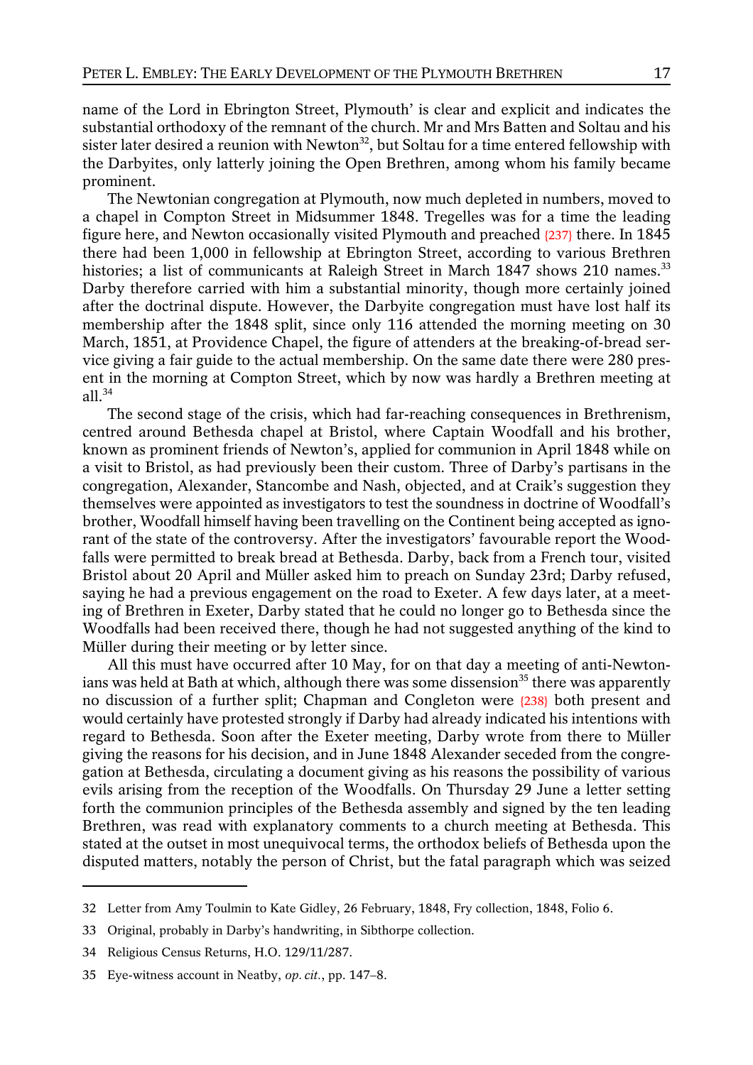name of the Lord in Ebrington Street, Plymouth' is clear and explicit and indicates the substantial orthodoxy of the remnant of the church. Mr and Mrs Batten and Soltau and his sister later desired a reunion with Newton[32], but Soltau for a time entered fellowship with the Darbyites, only latterly joining the Open Brethren, among whom his family became prominent.

The Newtonian congregation at Plymouth, now much depleted in numbers, moved to a chapel in Compton Street in Midsummer 1848. Tregelles was for a time the leading figure here, and Newton occasionally visited Plymouth and preached {237} there. In 1845 there had been 1,000 in fellowship at Ebrington Street, according to various Brethren histories; a list of communicants at Raleigh Street in March 1847 shows 210 names.[33] Darby therefore carried with him a substantial minority, though more certainly joined after the doctrinal dispute. However, the Darbyite congregation must have lost half its membership after the 1848 split, since only 116 attended the morning meeting on 30 March, 1851, at Providence Chapel, the figure of attenders at the breaking-of-bread service giving a fair guide to the actual membership. On the same date there were 280 present in the morning at Compton Street, which by now was hardly a Brethren meeting at all.[34]

The second stage of the crisis, which had far-reaching consequences in Brethrenism, centred around Bethesda chapel at Bristol, where Captain Woodfall and his brother, known as prominent friends of Newton's, applied for communion in April 1848 while on a visit to Bristol, as had previously been their custom. Three of Darby's partisans in the congregation, Alexander, Stancombe and Nash, objected, and at Craik's suggestion they themselves were appointed as investigators to test the soundness in doctrine of Woodfall's brother, Woodfall himself having been travelling on the Continent being accepted as ignorant of the state of the controversy. After the investigators' favourable report the Woodfalls were permitted to break bread at Bethesda. Darby, back from a French tour, visited Bristol about 20 April and Müller asked him to preach on Sunday 23rd; Darby refused, saying he had a previous engagement on the road to Exeter. A few days later, at a meeting of Brethren in Exeter, Darby stated that he could no longer go to Bethesda since the Woodfalls had been received there, though he had not suggested anything of the kind to Müller during their meeting or by letter since.

All this must have occurred after 10 May, for on that day a meeting of anti-Newtonians was held at Bath at which, although there was some dissension[35] there was apparently no discussion of a further split; Chapman and Congleton were {238} both present and would certainly have protested strongly if Darby had already indicated his intentions with regard to Bethesda. Soon after the Exeter meeting, Darby wrote from there to Müller giving the reasons for his decision, and in June 1848 Alexander seceded from the congregation at Bethesda, circulating a document giving as his reasons the possibility of various evils arising from the reception of the Woodfalls. On Thursday 29 June a letter setting forth the communion principles of the Bethesda assembly and signed by the ten leading Brethren, was read with explanatory comments to a church meeting at Bethesda. This stated at the outset in most unequivocal terms, the orthodox beliefs of Bethesda upon the disputed matters, notably the person of Christ, but the fatal paragraph which was seized

---

32 Letter from Amy Toulmin to Kate Gidley, 26 February, 1848, Fry collection, 1848, Folio 6.

33 Original, probably in Darby's handwriting, in Sibthorpe collection.

34 Religious Census Returns, H.O. 129/11/287.

35 Eye-witness account in Neatby, *op. cit.*, pp. 147–8.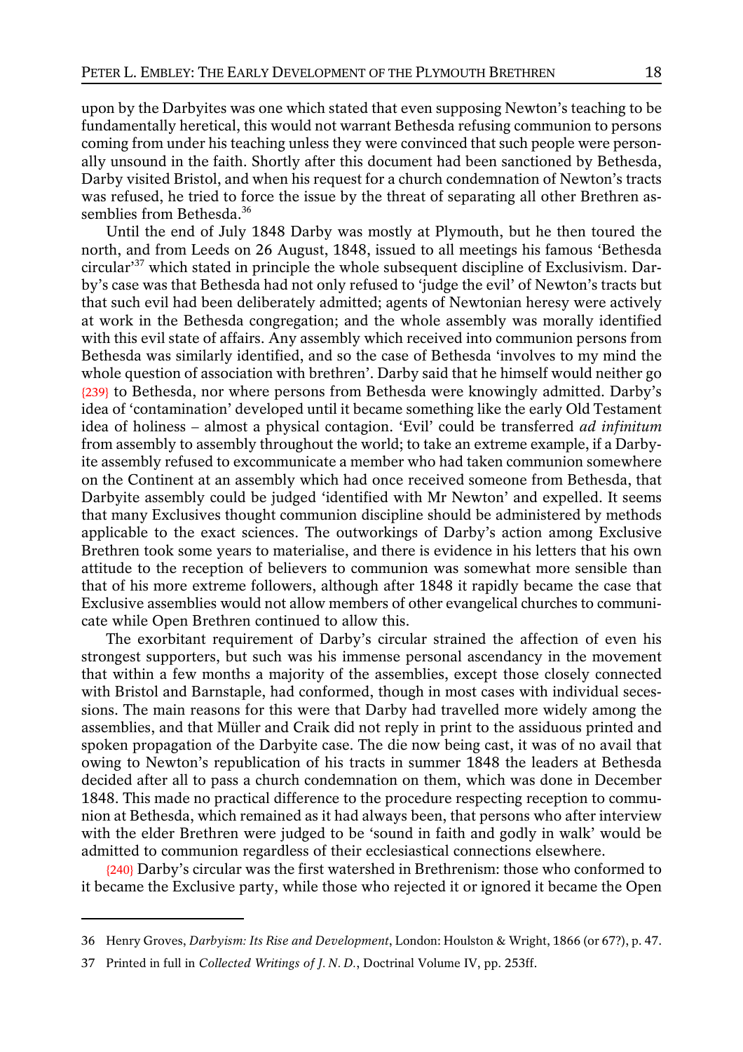upon by the Darbyites was one which stated that even supposing Newton's teaching to be fundamentally heretical, this would not warrant Bethesda refusing communion to persons coming from under his teaching unless they were convinced that such people were personally unsound in the faith. Shortly after this document had been sanctioned by Bethesda, Darby visited Bristol, and when his request for a church condemnation of Newton's tracts was refused, he tried to force the issue by the threat of separating all other Brethren assemblies from Bethesda.[36]

Until the end of July 1848 Darby was mostly at Plymouth, but he then toured the north, and from Leeds on 26 August, 1848, issued to all meetings his famous 'Bethesda circular'[37] which stated in principle the whole subsequent discipline of Exclusivism. Darby's case was that Bethesda had not only refused to 'judge the evil' of Newton's tracts but that such evil had been deliberately admitted; agents of Newtonian heresy were actively at work in the Bethesda congregation; and the whole assembly was morally identified with this evil state of affairs. Any assembly which received into communion persons from Bethesda was similarly identified, and so the case of Bethesda 'involves to my mind the whole question of association with brethren'. Darby said that he himself would neither go {239} to Bethesda, nor where persons from Bethesda were knowingly admitted. Darby's idea of 'contamination' developed until it became something like the early Old Testament idea of holiness – almost a physical contagion. 'Evil' could be transferred *ad infinitum* from assembly to assembly throughout the world; to take an extreme example, if a Darbyite assembly refused to excommunicate a member who had taken communion somewhere on the Continent at an assembly which had once received someone from Bethesda, that Darbyite assembly could be judged 'identified with Mr Newton' and expelled. It seems that many Exclusives thought communion discipline should be administered by methods applicable to the exact sciences. The outworkings of Darby's action among Exclusive Brethren took some years to materialise, and there is evidence in his letters that his own attitude to the reception of believers to communion was somewhat more sensible than that of his more extreme followers, although after 1848 it rapidly became the case that Exclusive assemblies would not allow members of other evangelical churches to communicate while Open Brethren continued to allow this.

The exorbitant requirement of Darby's circular strained the affection of even his strongest supporters, but such was his immense personal ascendancy in the movement that within a few months a majority of the assemblies, except those closely connected with Bristol and Barnstaple, had conformed, though in most cases with individual secessions. The main reasons for this were that Darby had travelled more widely among the assemblies, and that Müller and Craik did not reply in print to the assiduous printed and spoken propagation of the Darbyite case. The die now being cast, it was of no avail that owing to Newton's republication of his tracts in summer 1848 the leaders at Bethesda decided after all to pass a church condemnation on them, which was done in December 1848. This made no practical difference to the procedure respecting reception to communion at Bethesda, which remained as it had always been, that persons who after interview with the elder Brethren were judged to be 'sound in faith and godly in walk' would be admitted to communion regardless of their ecclesiastical connections elsewhere.

{240} Darby's circular was the first watershed in Brethrenism: those who conformed to it became the Exclusive party, while those who rejected it or ignored it became the Open

---

36 Henry Groves, *Darbyism: Its Rise and Development*, London: Houlston & Wright, 1866 (or 67?), p. 47.

37 Printed in full in *Collected Writings of J. N. D.*, Doctrinal Volume IV, pp. 253ff.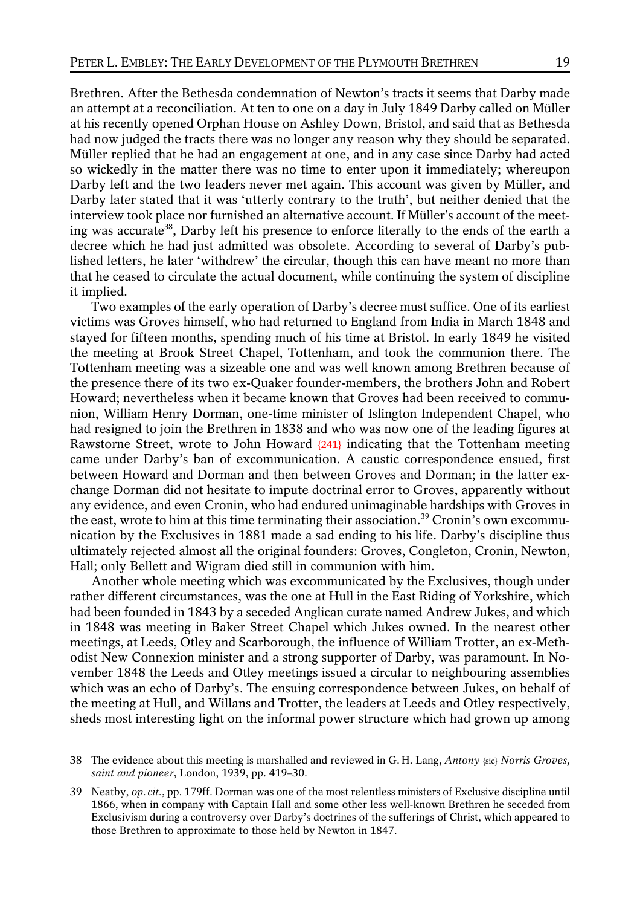Brethren. After the Bethesda condemnation of Newton's tracts it seems that Darby made an attempt at a reconciliation. At ten to one on a day in July 1849 Darby called on Müller at his recently opened Orphan House on Ashley Down, Bristol, and said that as Bethesda had now judged the tracts there was no longer any reason why they should be separated. Müller replied that he had an engagement at one, and in any case since Darby had acted so wickedly in the matter there was no time to enter upon it immediately; whereupon Darby left and the two leaders never met again. This account was given by Müller, and Darby later stated that it was 'utterly contrary to the truth', but neither denied that the interview took place nor furnished an alternative account. If Müller's account of the meeting was accurate[38], Darby left his presence to enforce literally to the ends of the earth a decree which he had just admitted was obsolete. According to several of Darby's published letters, he later 'withdrew' the circular, though this can have meant no more than that he ceased to circulate the actual document, while continuing the system of discipline it implied.

Two examples of the early operation of Darby's decree must suffice. One of its earliest victims was Groves himself, who had returned to England from India in March 1848 and stayed for fifteen months, spending much of his time at Bristol. In early 1849 he visited the meeting at Brook Street Chapel, Tottenham, and took the communion there. The Tottenham meeting was a sizeable one and was well known among Brethren because of the presence there of its two ex-Quaker founder-members, the brothers John and Robert Howard; nevertheless when it became known that Groves had been received to communion, William Henry Dorman, one-time minister of Islington Independent Chapel, who had resigned to join the Brethren in 1838 and who was now one of the leading figures at Rawstorne Street, wrote to John Howard {241} indicating that the Tottenham meeting came under Darby's ban of excommunication. A caustic correspondence ensued, first between Howard and Dorman and then between Groves and Dorman; in the latter exchange Dorman did not hesitate to impute doctrinal error to Groves, apparently without any evidence, and even Cronin, who had endured unimaginable hardships with Groves in the east, wrote to him at this time terminating their association.[39] Cronin's own excommunication by the Exclusives in 1881 made a sad ending to his life. Darby's discipline thus ultimately rejected almost all the original founders: Groves, Congleton, Cronin, Newton, Hall; only Bellett and Wigram died still in communion with him.

Another whole meeting which was excommunicated by the Exclusives, though under rather different circumstances, was the one at Hull in the East Riding of Yorkshire, which had been founded in 1843 by a seceded Anglican curate named Andrew Jukes, and which in 1848 was meeting in Baker Street Chapel which Jukes owned. In the nearest other meetings, at Leeds, Otley and Scarborough, the influence of William Trotter, an ex-Methodist New Connexion minister and a strong supporter of Darby, was paramount. In November 1848 the Leeds and Otley meetings issued a circular to neighbouring assemblies which was an echo of Darby's. The ensuing correspondence between Jukes, on behalf of the meeting at Hull, and Willans and Trotter, the leaders at Leeds and Otley respectively, sheds most interesting light on the informal power structure which had grown up among

---

38 The evidence about this meeting is marshalled and reviewed in G. H. Lang, *Antony* {sic} *Norris Groves, saint and pioneer*, London, 1939, pp. 419–30.

39 Neatby, *op. cit.*, pp. 179ff. Dorman was one of the most relentless ministers of Exclusive discipline until 1866, when in company with Captain Hall and some other less well-known Brethren he seceded from Exclusivism during a controversy over Darby's doctrines of the sufferings of Christ, which appeared to those Brethren to approximate to those held by Newton in 1847.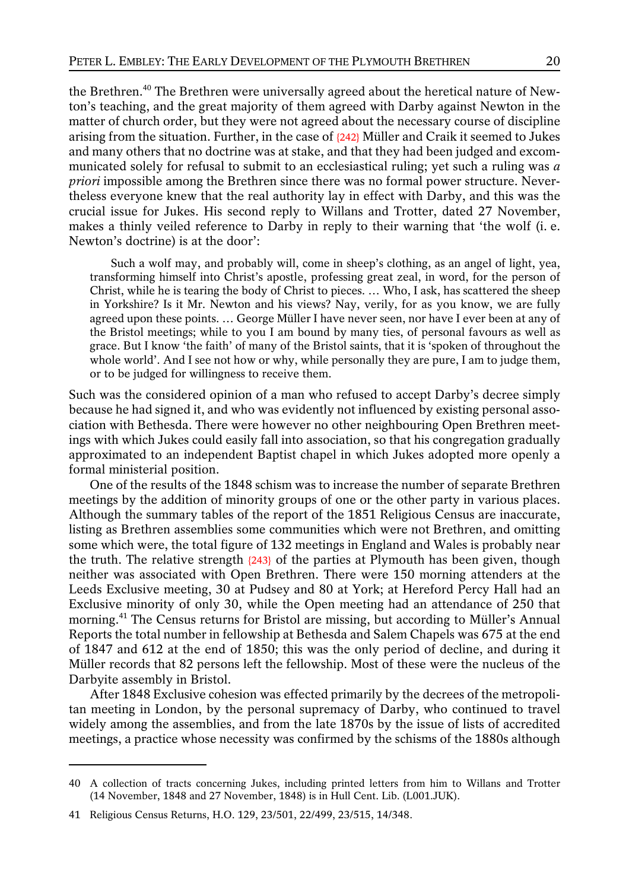the Brethren.[40] The Brethren were universally agreed about the heretical nature of Newton's teaching, and the great majority of them agreed with Darby against Newton in the matter of church order, but they were not agreed about the necessary course of discipline arising from the situation. Further, in the case of {242} Müller and Craik it seemed to Jukes and many others that no doctrine was at stake, and that they had been judged and excommunicated solely for refusal to submit to an ecclesiastical ruling; yet such a ruling was *a priori* impossible among the Brethren since there was no formal power structure. Nevertheless everyone knew that the real authority lay in effect with Darby, and this was the crucial issue for Jukes. His second reply to Willans and Trotter, dated 27 November, makes a thinly veiled reference to Darby in reply to their warning that 'the wolf (i. e. Newton's doctrine) is at the door':

> Such a wolf may, and probably will, come in sheep's clothing, as an angel of light, yea, transforming himself into Christ's apostle, professing great zeal, in word, for the person of Christ, while he is tearing the body of Christ to pieces. … Who, I ask, has scattered the sheep in Yorkshire? Is it Mr. Newton and his views? Nay, verily, for as you know, we are fully agreed upon these points. … George Müller I have never seen, nor have I ever been at any of the Bristol meetings; while to you I am bound by many ties, of personal favours as well as grace. But I know 'the faith' of many of the Bristol saints, that it is 'spoken of throughout the whole world'. And I see not how or why, while personally they are pure, I am to judge them, or to be judged for willingness to receive them.

Such was the considered opinion of a man who refused to accept Darby's decree simply because he had signed it, and who was evidently not influenced by existing personal association with Bethesda. There were however no other neighbouring Open Brethren meetings with which Jukes could easily fall into association, so that his congregation gradually approximated to an independent Baptist chapel in which Jukes adopted more openly a formal ministerial position.

One of the results of the 1848 schism was to increase the number of separate Brethren meetings by the addition of minority groups of one or the other party in various places. Although the summary tables of the report of the 1851 Religious Census are inaccurate, listing as Brethren assemblies some communities which were not Brethren, and omitting some which were, the total figure of 132 meetings in England and Wales is probably near the truth. The relative strength {243} of the parties at Plymouth has been given, though neither was associated with Open Brethren. There were 150 morning attenders at the Leeds Exclusive meeting, 30 at Pudsey and 80 at York; at Hereford Percy Hall had an Exclusive minority of only 30, while the Open meeting had an attendance of 250 that morning.[41] The Census returns for Bristol are missing, but according to Müller's Annual Reports the total number in fellowship at Bethesda and Salem Chapels was 675 at the end of 1847 and 612 at the end of 1850; this was the only period of decline, and during it Müller records that 82 persons left the fellowship. Most of these were the nucleus of the Darbyite assembly in Bristol.

After 1848 Exclusive cohesion was effected primarily by the decrees of the metropolitan meeting in London, by the personal supremacy of Darby, who continued to travel widely among the assemblies, and from the late 1870s by the issue of lists of accredited meetings, a practice whose necessity was confirmed by the schisms of the 1880s although

---

40 A collection of tracts concerning Jukes, including printed letters from him to Willans and Trotter (14 November, 1848 and 27 November, 1848) is in Hull Cent. Lib. (L001.JUK).

41 Religious Census Returns, H.O. 129, 23/501, 22/499, 23/515, 14/348.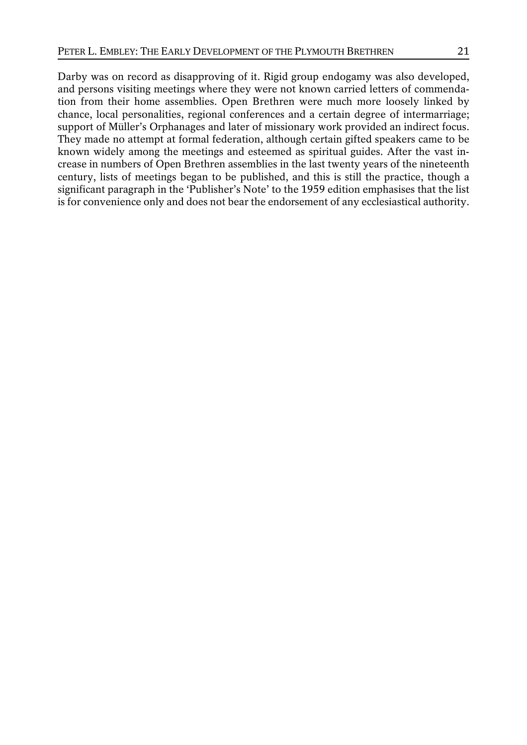Darby was on record as disapproving of it. Rigid group endogamy was also developed, and persons visiting meetings where they were not known carried letters of commendation from their home assemblies. Open Brethren were much more loosely linked by chance, local personalities, regional conferences and a certain degree of intermarriage; support of Müller's Orphanages and later of missionary work provided an indirect focus. They made no attempt at formal federation, although certain gifted speakers came to be known widely among the meetings and esteemed as spiritual guides. After the vast increase in numbers of Open Brethren assemblies in the last twenty years of the nineteenth century, lists of meetings began to be published, and this is still the practice, though a significant paragraph in the 'Publisher's Note' to the 1959 edition emphasises that the list is for convenience only and does not bear the endorsement of any ecclesiastical authority.